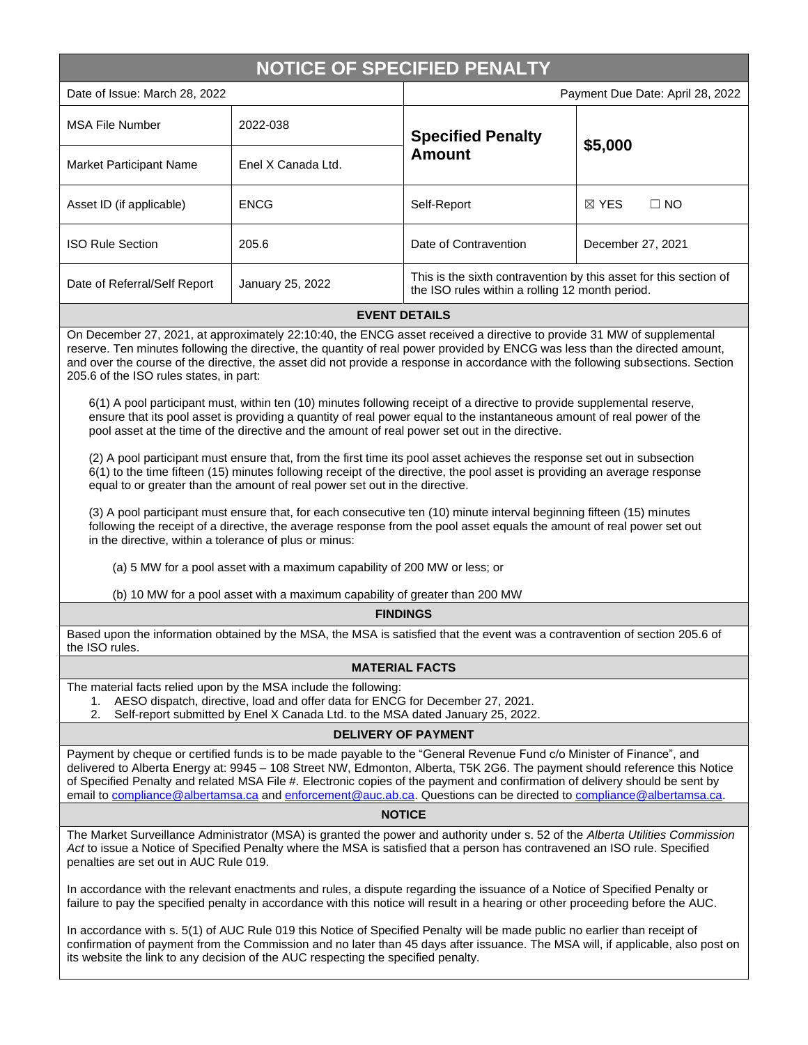# NOTICE OF SPECIFIED PENALTY

| Date of Issue: March 28, 2022 | | Payment Due Date: April 28, 2022 | |
|---|---|---|---|
| MSA File Number | 2022-038 | **Specified Penalty Amount** | **$5,000** |
| Market Participant Name | Enel X Canada Ltd. | | |
| Asset ID (if applicable) | ENCG | Self-Report | ☒ YES ☐ NO |
| ISO Rule Section | 205.6 | Date of Contravention | December 27, 2021 |
| Date of Referral/Self Report | January 25, 2022 | This is the sixth contravention by this asset for this section of the ISO rules within a rolling 12 month period. | |

## EVENT DETAILS

On December 27, 2021, at approximately 22:10:40, the ENCG asset received a directive to provide 31 MW of supplemental reserve. Ten minutes following the directive, the quantity of real power provided by ENCG was less than the directed amount, and over the course of the directive, the asset did not provide a response in accordance with the following subsections. Section 205.6 of the ISO rules states, in part:

6(1) A pool participant must, within ten (10) minutes following receipt of a directive to provide supplemental reserve, ensure that its pool asset is providing a quantity of real power equal to the instantaneous amount of real power of the pool asset at the time of the directive and the amount of real power set out in the directive.

(2) A pool participant must ensure that, from the first time its pool asset achieves the response set out in subsection 6(1) to the time fifteen (15) minutes following receipt of the directive, the pool asset is providing an average response equal to or greater than the amount of real power set out in the directive.

(3) A pool participant must ensure that, for each consecutive ten (10) minute interval beginning fifteen (15) minutes following the receipt of a directive, the average response from the pool asset equals the amount of real power set out in the directive, within a tolerance of plus or minus:

(a) 5 MW for a pool asset with a maximum capability of 200 MW or less; or

(b) 10 MW for a pool asset with a maximum capability of greater than 200 MW

## FINDINGS

Based upon the information obtained by the MSA, the MSA is satisfied that the event was a contravention of section 205.6 of the ISO rules.

## MATERIAL FACTS

The material facts relied upon by the MSA include the following:

1. AESO dispatch, directive, load and offer data for ENCG for December 27, 2021.
2. Self-report submitted by Enel X Canada Ltd. to the MSA dated January 25, 2022.

## DELIVERY OF PAYMENT

Payment by cheque or certified funds is to be made payable to the "General Revenue Fund c/o Minister of Finance", and delivered to Alberta Energy at: 9945 – 108 Street NW, Edmonton, Alberta, T5K 2G6. The payment should reference this Notice of Specified Penalty and related MSA File #. Electronic copies of the payment and confirmation of delivery should be sent by email to compliance@albertamsa.ca and enforcement@auc.ab.ca. Questions can be directed to compliance@albertamsa.ca.

## NOTICE

The Market Surveillance Administrator (MSA) is granted the power and authority under s. 52 of the *Alberta Utilities Commission Act* to issue a Notice of Specified Penalty where the MSA is satisfied that a person has contravened an ISO rule. Specified penalties are set out in AUC Rule 019.

In accordance with the relevant enactments and rules, a dispute regarding the issuance of a Notice of Specified Penalty or failure to pay the specified penalty in accordance with this notice will result in a hearing or other proceeding before the AUC.

In accordance with s. 5(1) of AUC Rule 019 this Notice of Specified Penalty will be made public no earlier than receipt of confirmation of payment from the Commission and no later than 45 days after issuance. The MSA will, if applicable, also post on its website the link to any decision of the AUC respecting the specified penalty.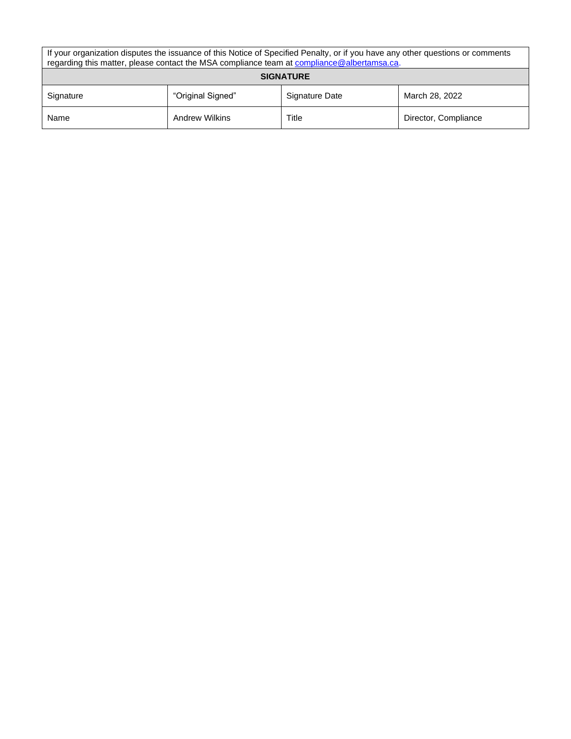If your organization disputes the issuance of this Notice of Specified Penalty, or if you have any other questions or comments regarding this matter, please contact the MSA compliance team at compliance@albertamsa.ca.

| SIGNATURE | | | |
|---|---|---|---|
| Signature | "Original Signed" | Signature Date | March 28, 2022 |
| Name | Andrew Wilkins | Title | Director, Compliance |